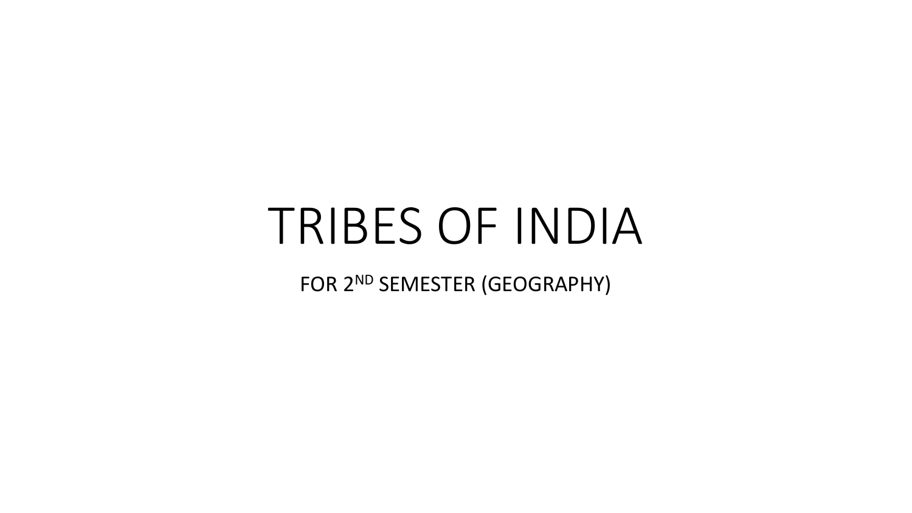# TRIBES OF INDIA

FOR 2[ND] SEMESTER (GEOGRAPHY)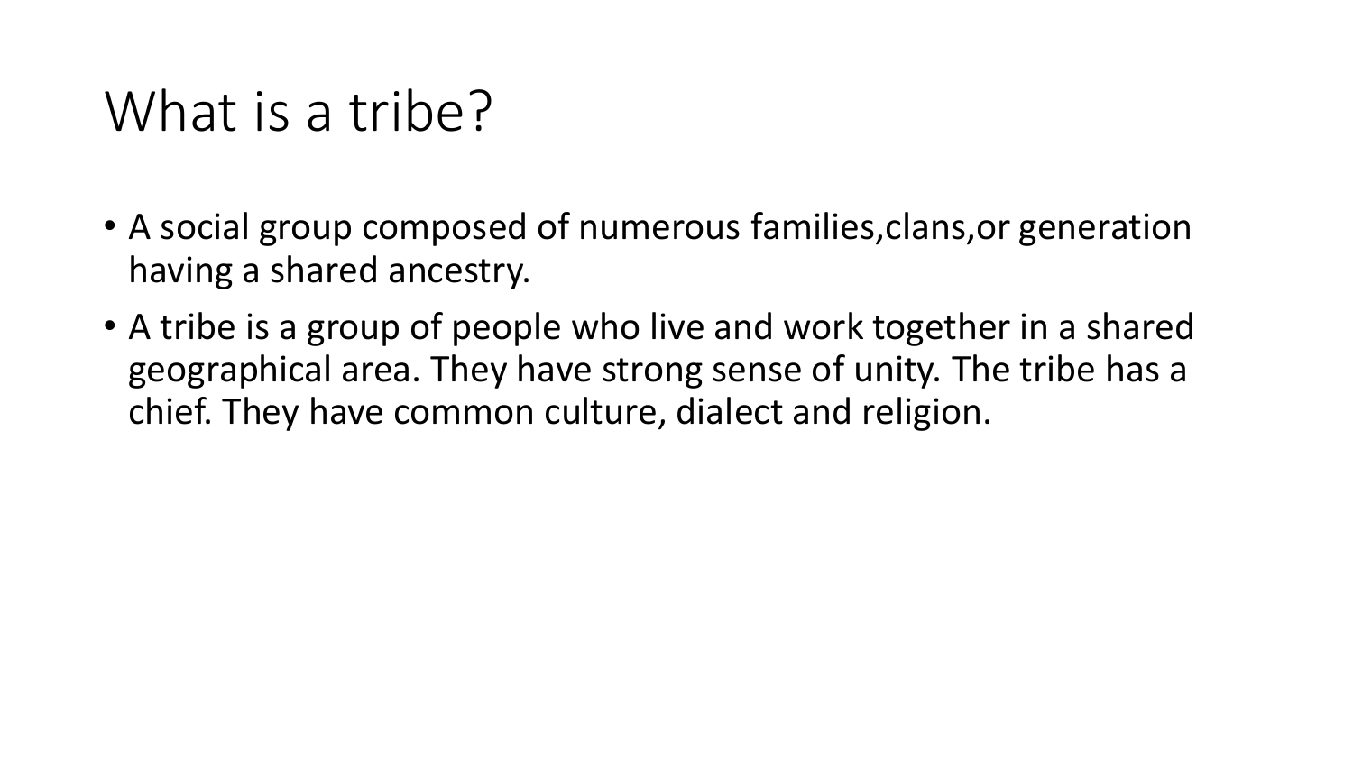# What is a tribe?

- A social group composed of numerous families,clans,or generation having a shared ancestry.
- A tribe is a group of people who live and work together in a shared geographical area. They have strong sense of unity. The tribe has a chief. They have common culture, dialect and religion.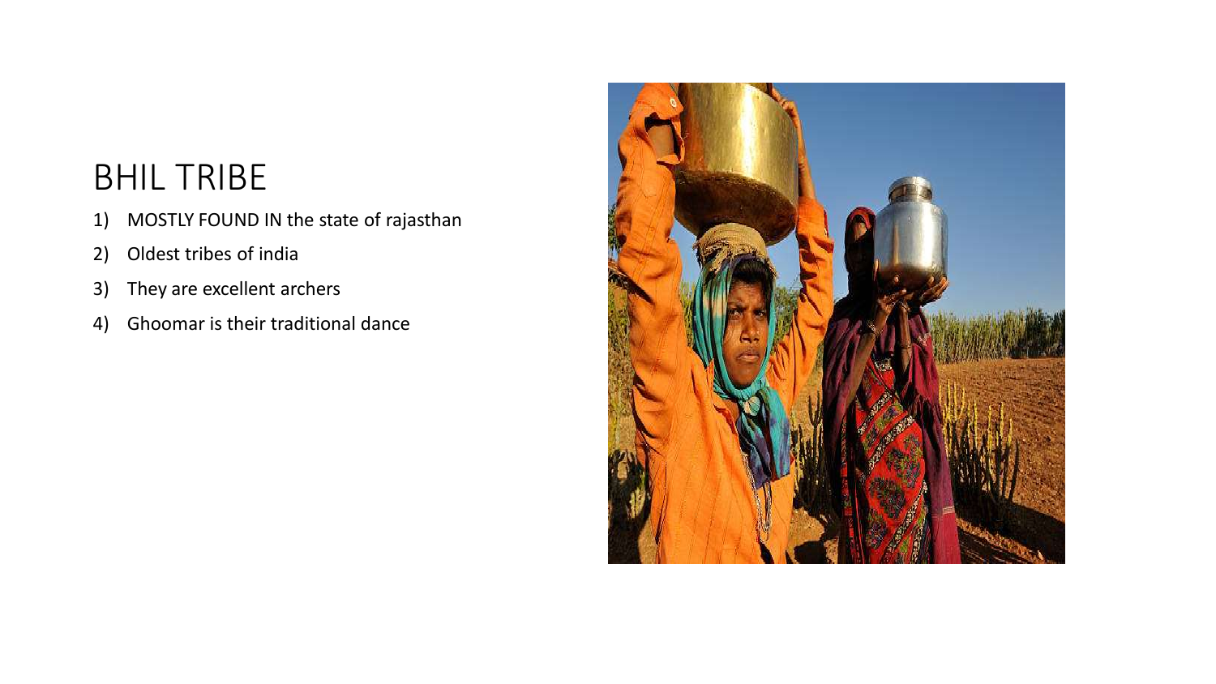# BHIL TRIBE

1) MOSTLY FOUND IN the state of rajasthan
2) Oldest tribes of india
3) They are excellent archers
4) Ghoomar is their traditional dance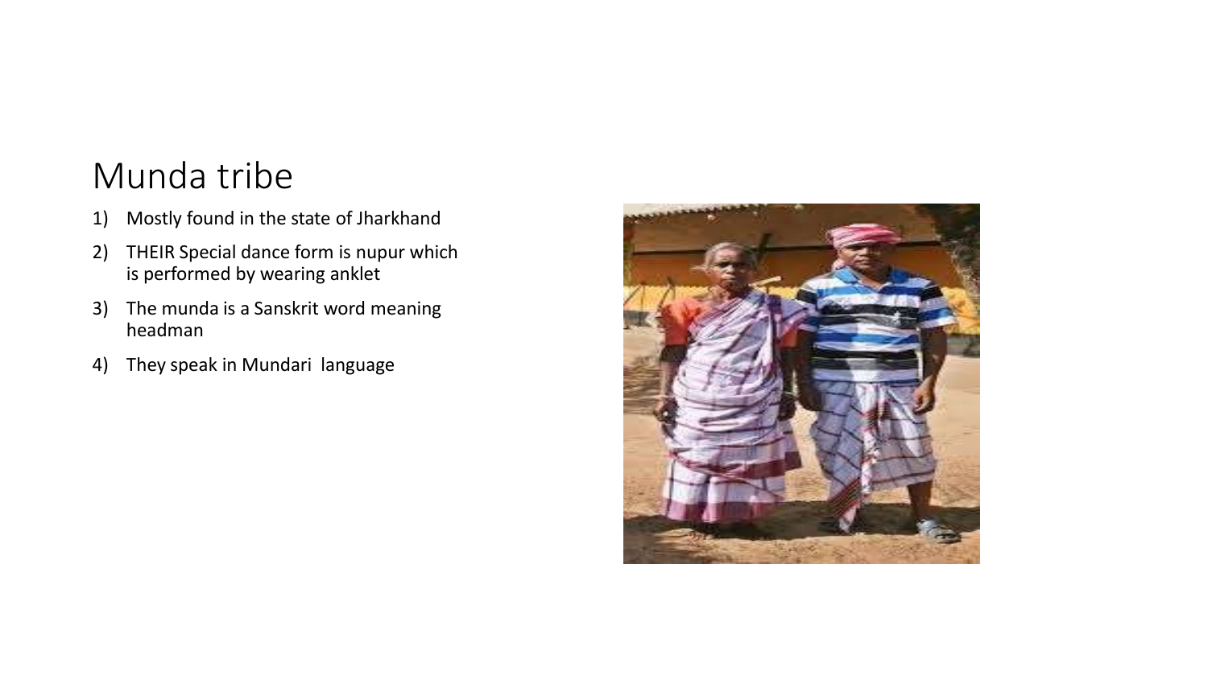# Munda tribe

1) Mostly found in the state of Jharkhand
2) THEIR Special dance form is nupur which is performed by wearing anklet
3) The munda is a Sanskrit word meaning headman
4) They speak in Mundari language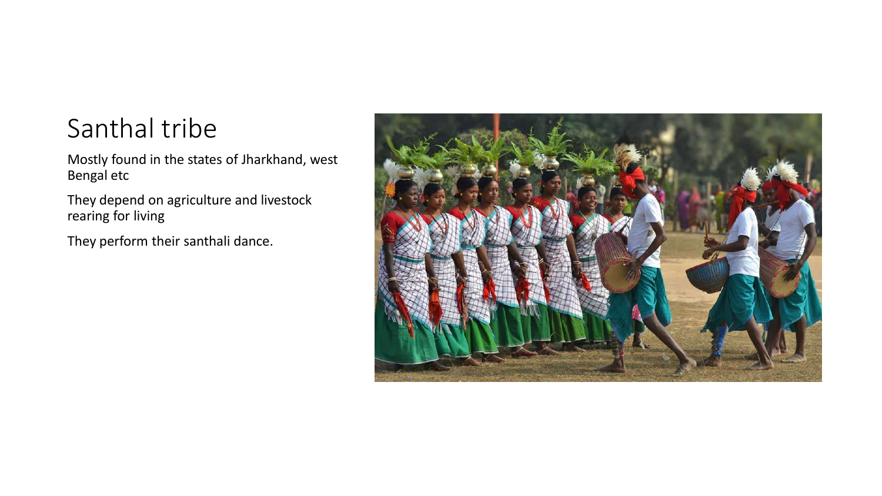# Santhal tribe

Mostly found in the states of Jharkhand, west Bengal etc

They depend on agriculture and livestock rearing for living

They perform their santhali dance.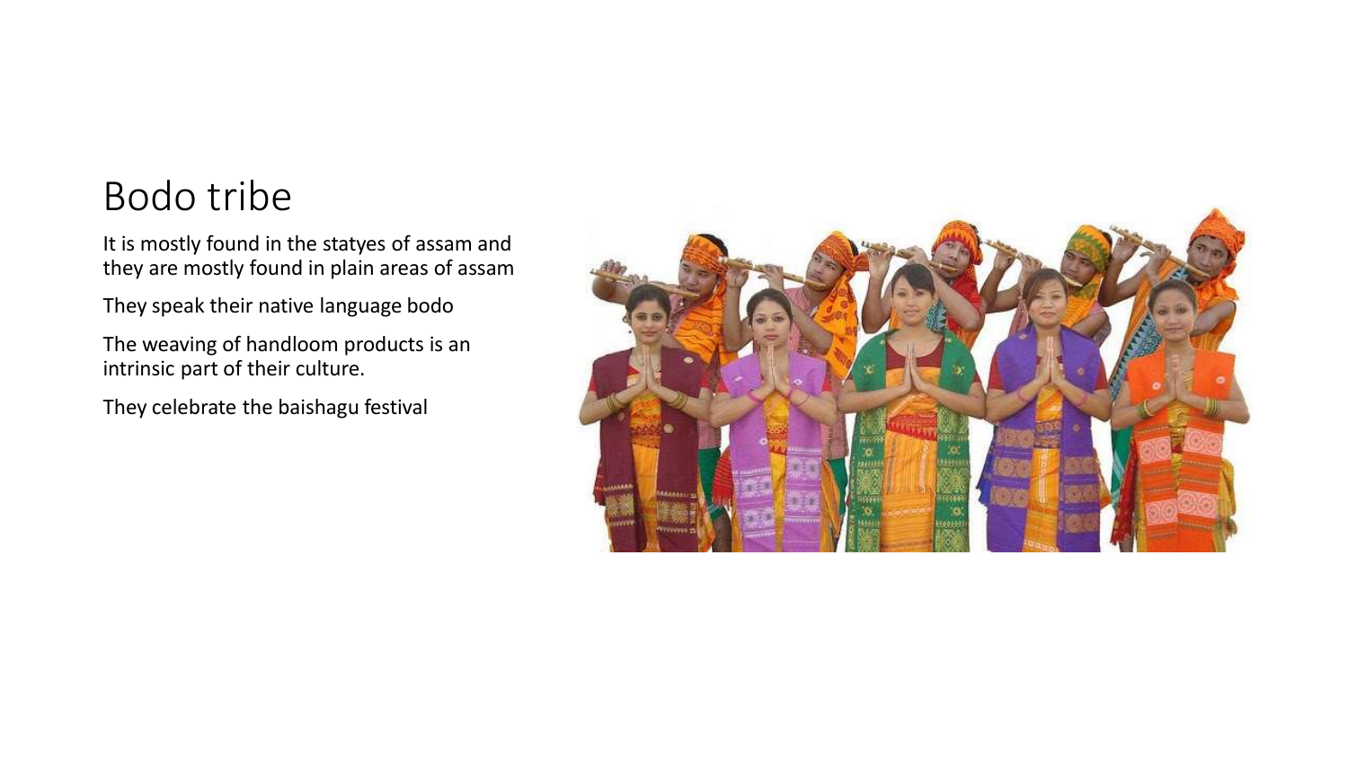# Bodo tribe

It is mostly found in the statyes of assam and they are mostly found in plain areas of assam

They speak their native language bodo

The weaving of handloom products is an intrinsic part of their culture.

They celebrate the baishagu festival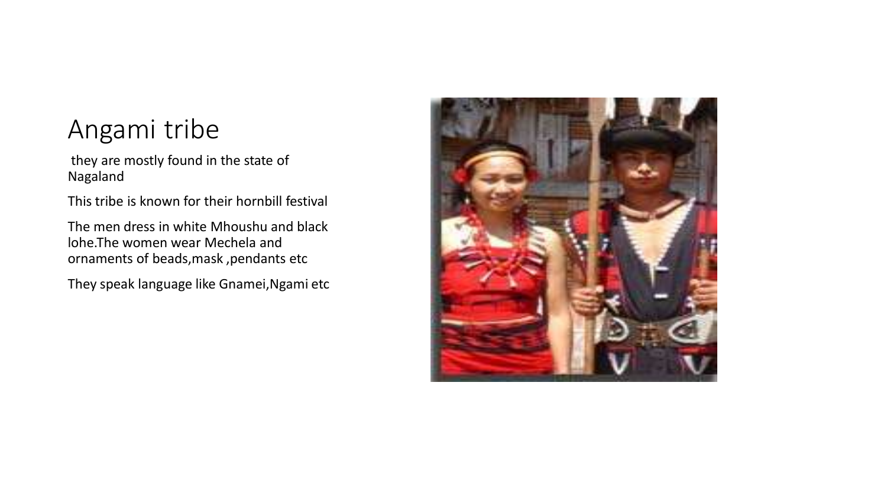# Angami tribe

they are mostly found in the state of Nagaland

This tribe is known for their hornbill festival

The men dress in white Mhoushu and black lohe.The women wear Mechela and ornaments of beads,mask ,pendants etc

They speak language like Gnamei,Ngami etc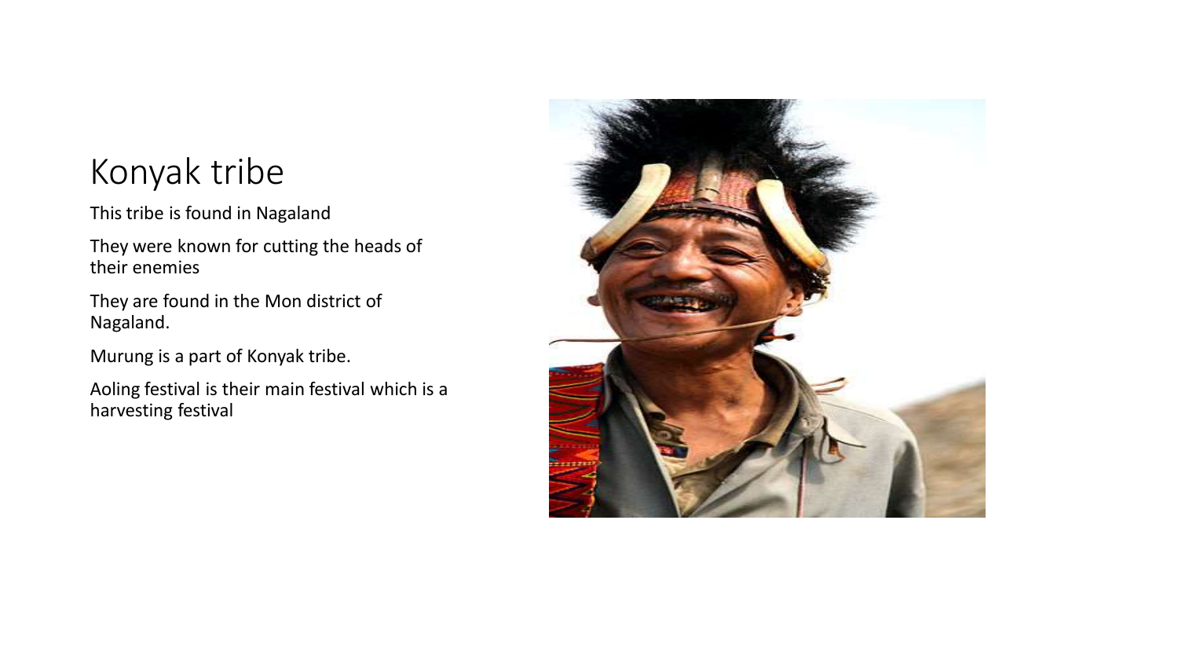# Konyak tribe

This tribe is found in Nagaland

They were known for cutting the heads of their enemies

They are found in the Mon district of Nagaland.

Murung is a part of Konyak tribe.

Aoling festival is their main festival which is a harvesting festival